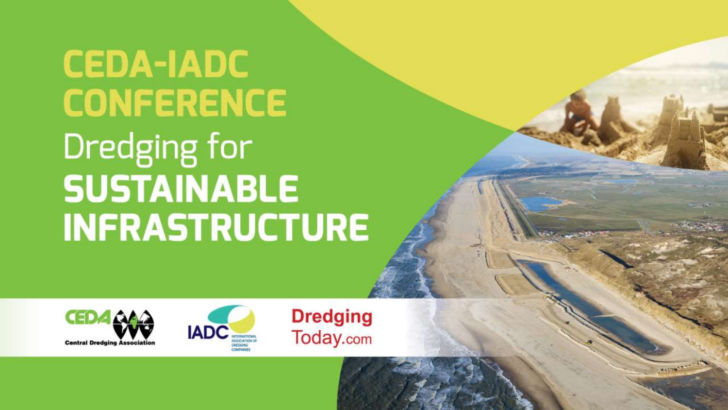# CEDA-IADC CONFERENCE

## Dredging for SUSTAINABLE INFRASTRUCTURE

CEDA Central Dredging Association

IADC International Association of Dredging Companies

Dredging Today.com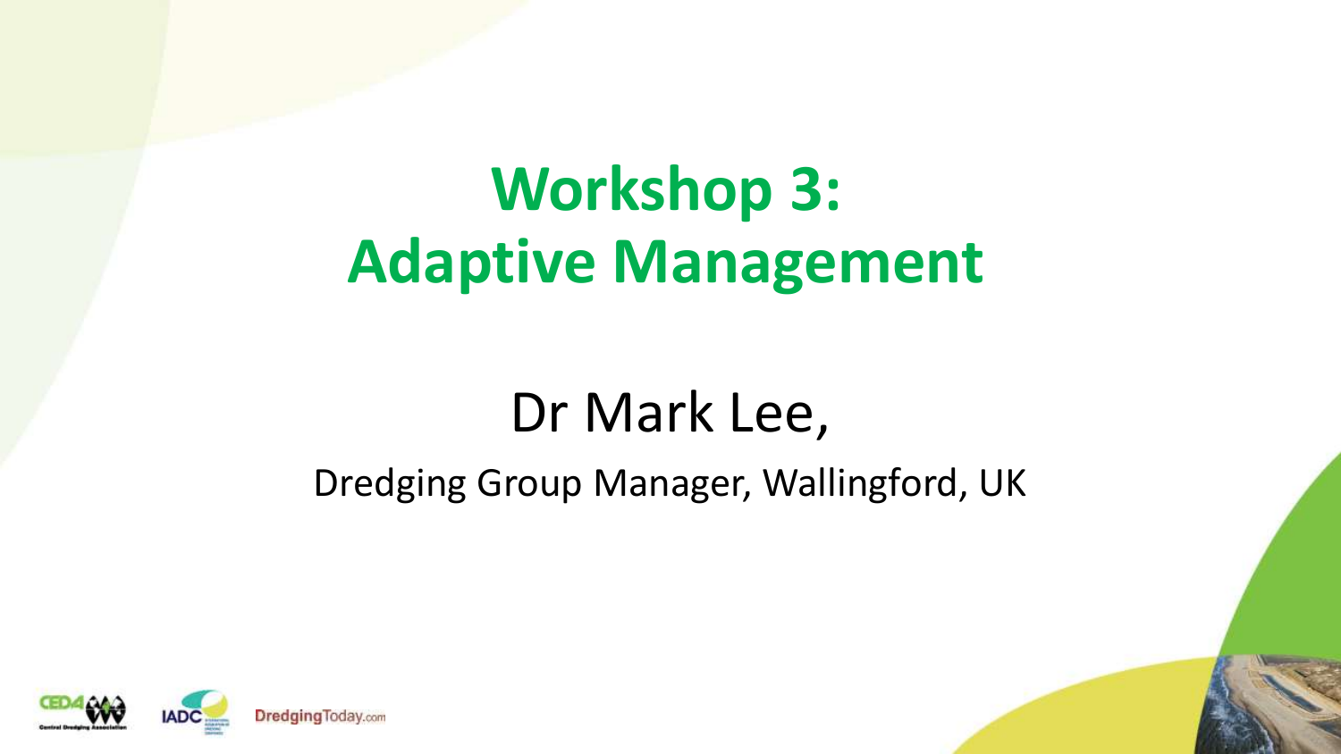# Workshop 3: Adaptive Management

## Dr Mark Lee,

Dredging Group Manager, Wallingford, UK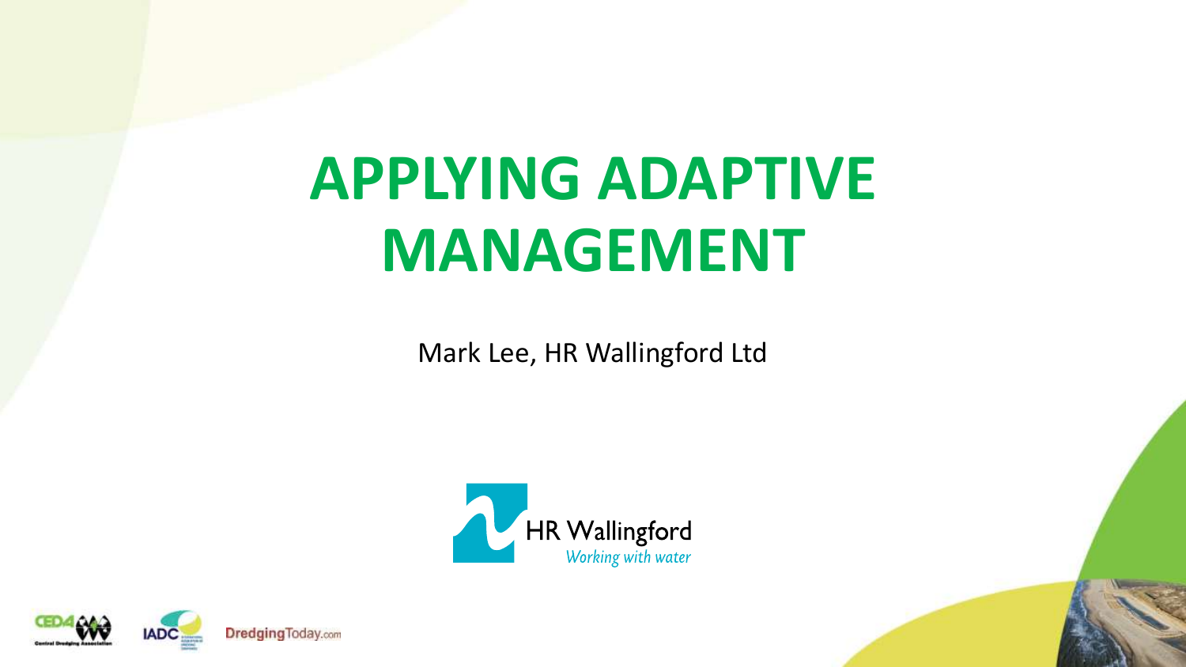# APPLYING ADAPTIVE MANAGEMENT

Mark Lee, HR Wallingford Ltd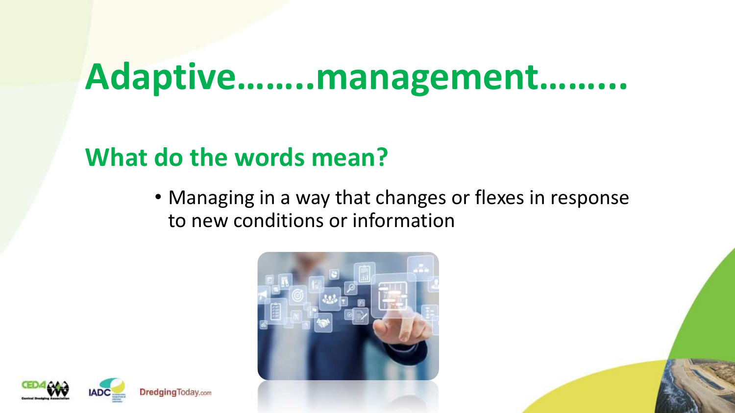# Adaptive…….management……..

## What do the words mean?

- Managing in a way that changes or flexes in response to new conditions or information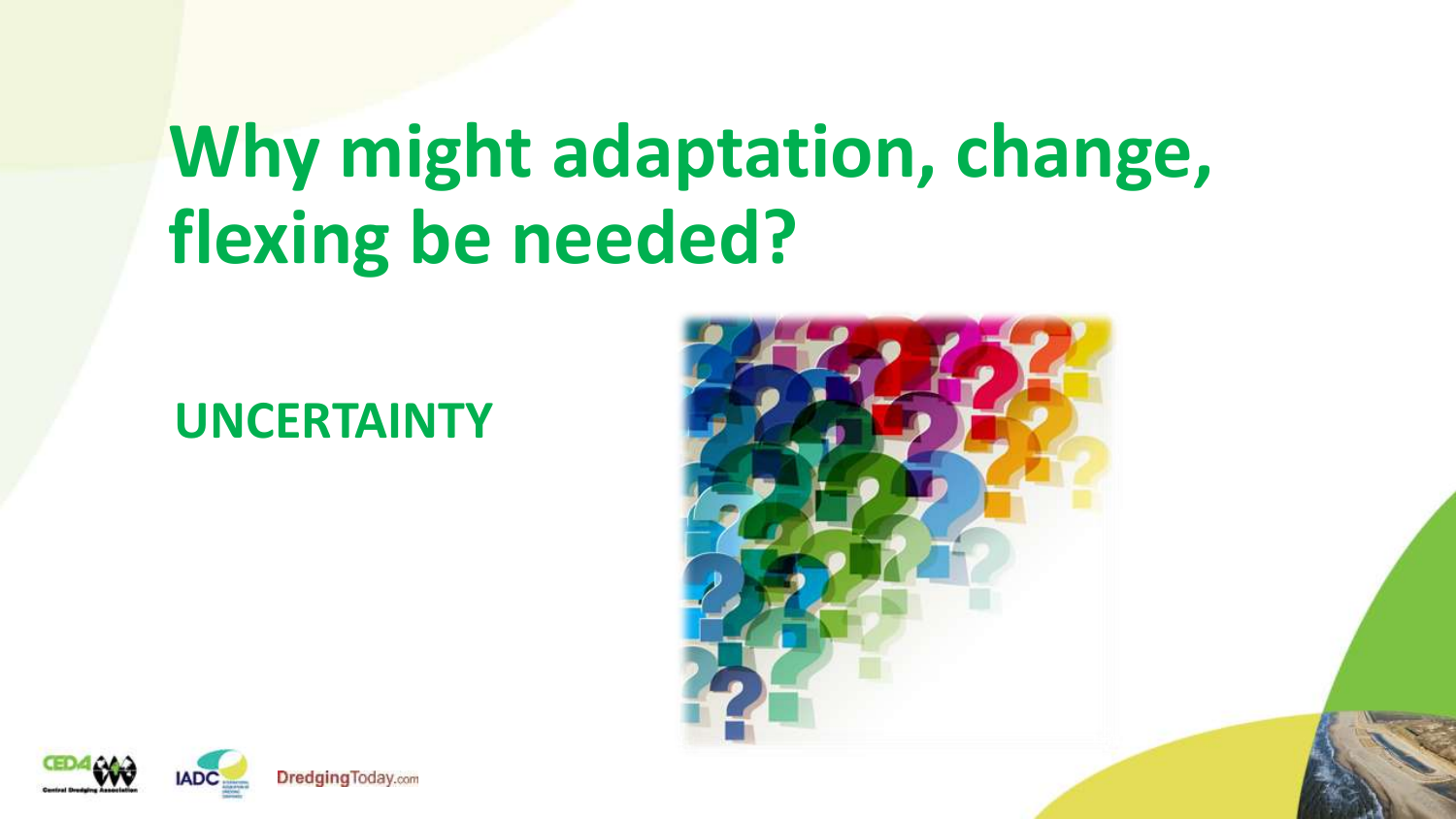# Why might adaptation, change, flexing be needed?

**UNCERTAINTY**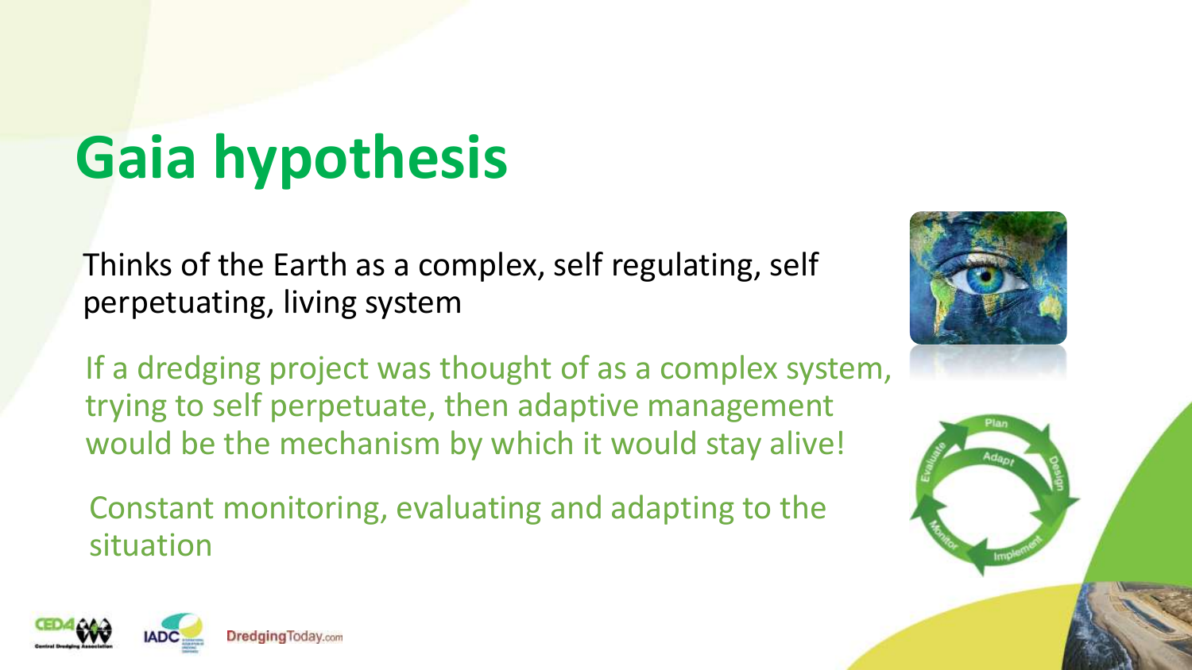# Gaia hypothesis

Thinks of the Earth as a complex, self regulating, self perpetuating, living system

If a dredging project was thought of as a complex system, trying to self perpetuate, then adaptive management would be the mechanism by which it would stay alive!

Constant monitoring, evaluating and adapting to the situation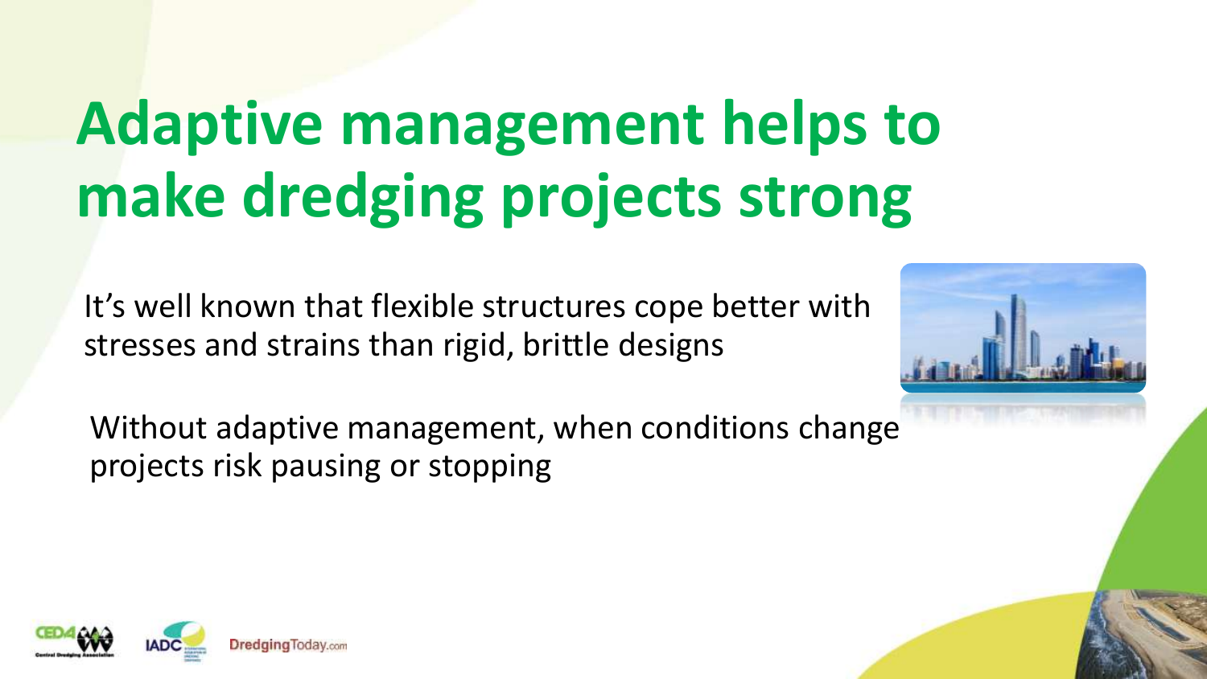# Adaptive management helps to make dredging projects strong

It's well known that flexible structures cope better with stresses and strains than rigid, brittle designs

Without adaptive management, when conditions change projects risk pausing or stopping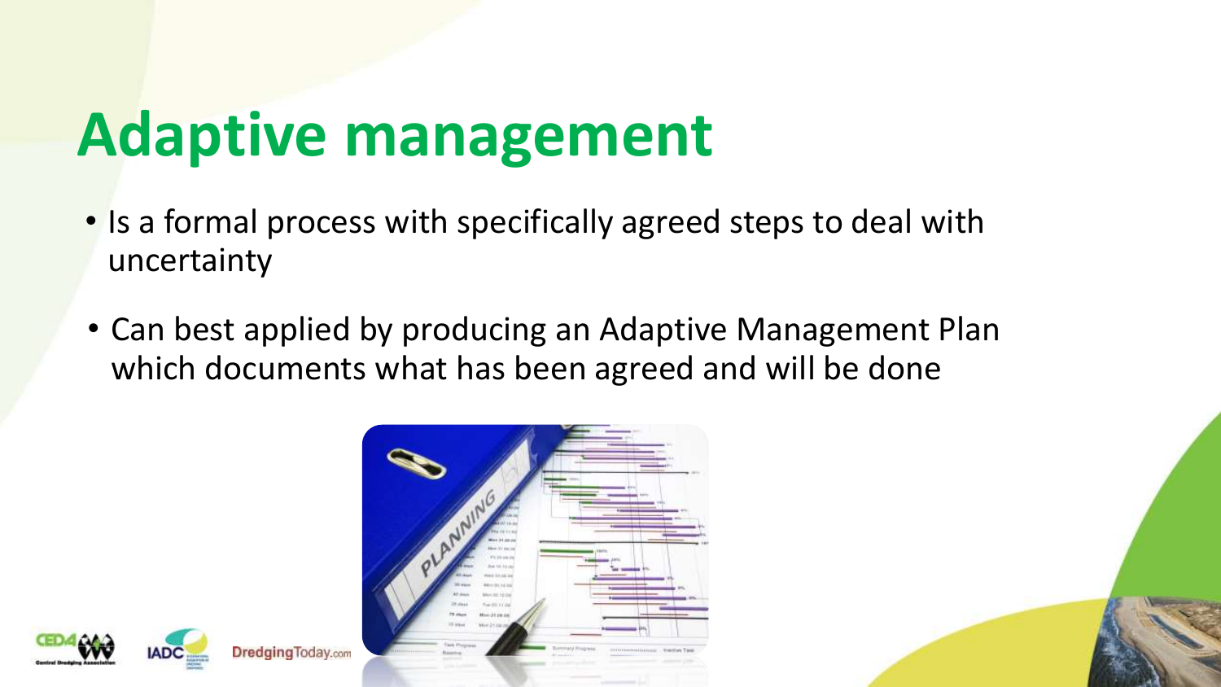# Adaptive management

- Is a formal process with specifically agreed steps to deal with uncertainty
- Can best applied by producing an Adaptive Management Plan which documents what has been agreed and will be done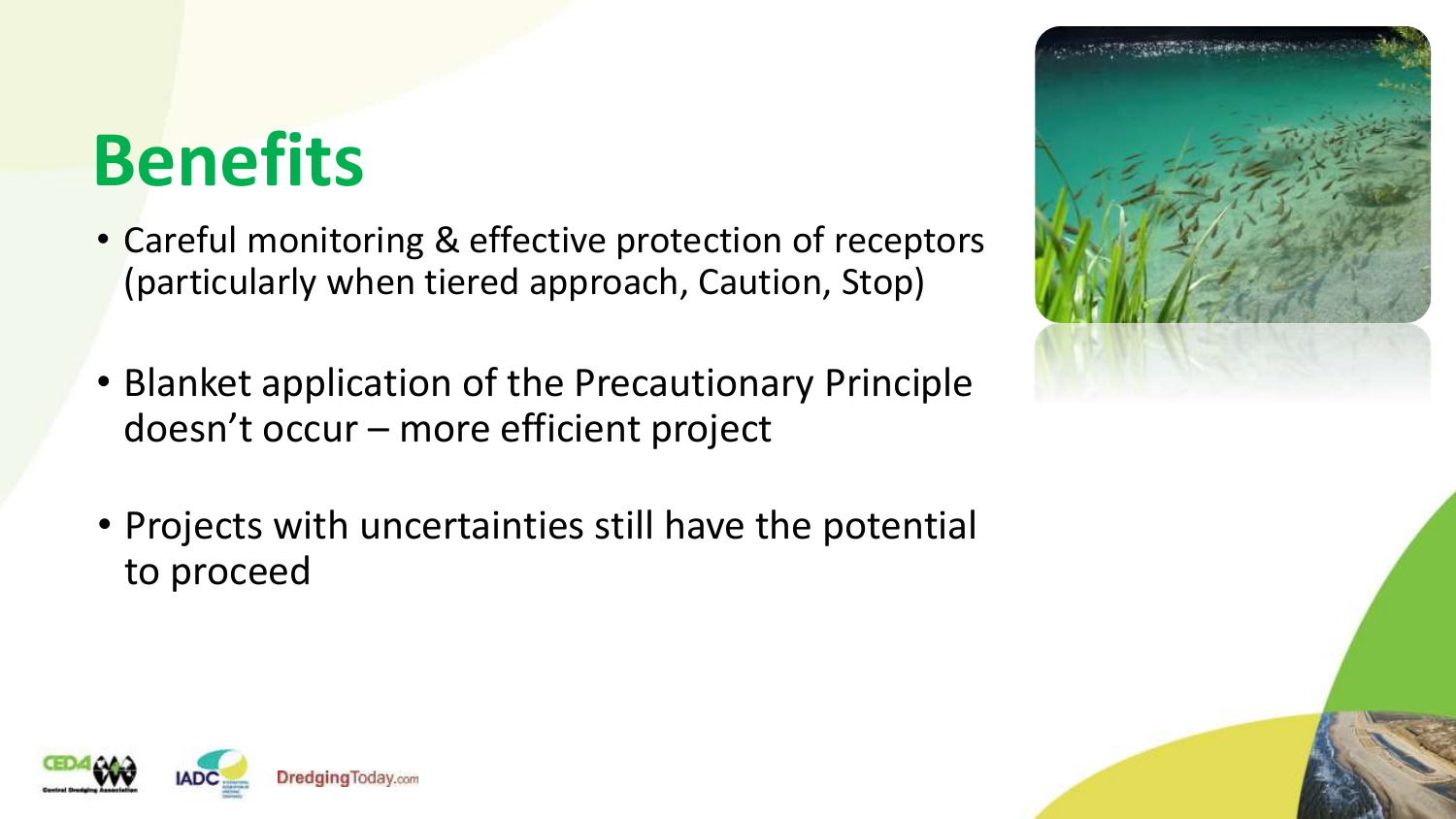# Benefits

- Careful monitoring & effective protection of receptors (particularly when tiered approach, Caution, Stop)
- Blanket application of the Precautionary Principle doesn't occur – more efficient project
- Projects with uncertainties still have the potential to proceed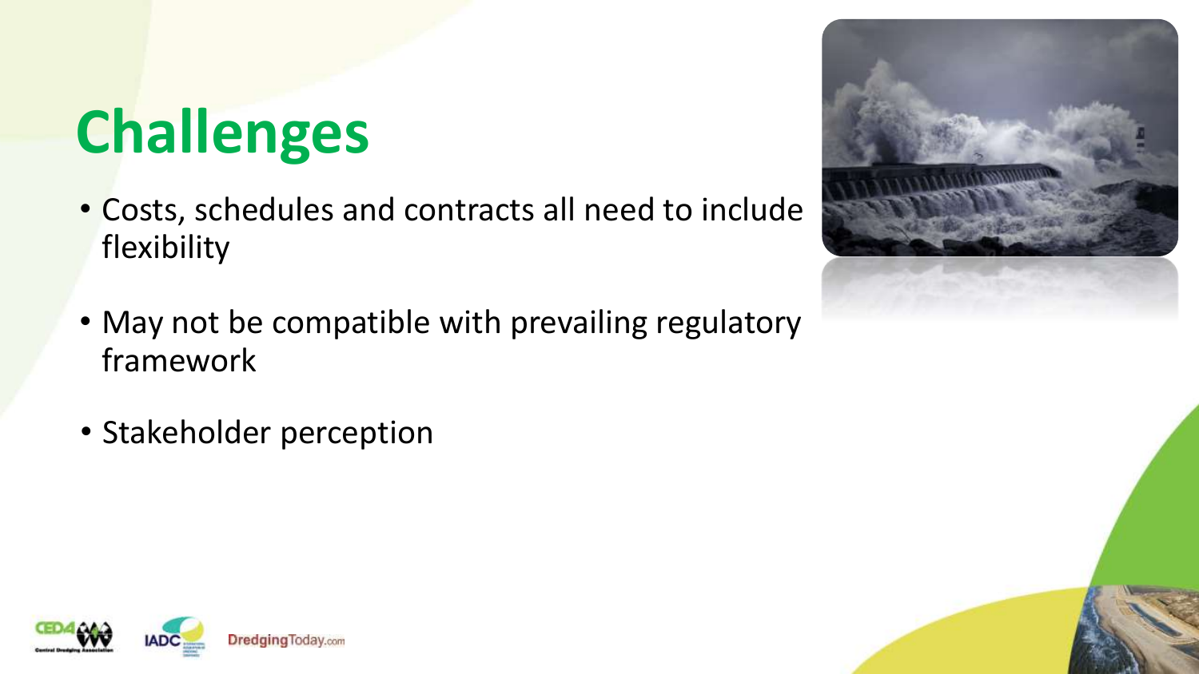# Challenges

- Costs, schedules and contracts all need to include flexibility
- May not be compatible with prevailing regulatory framework
- Stakeholder perception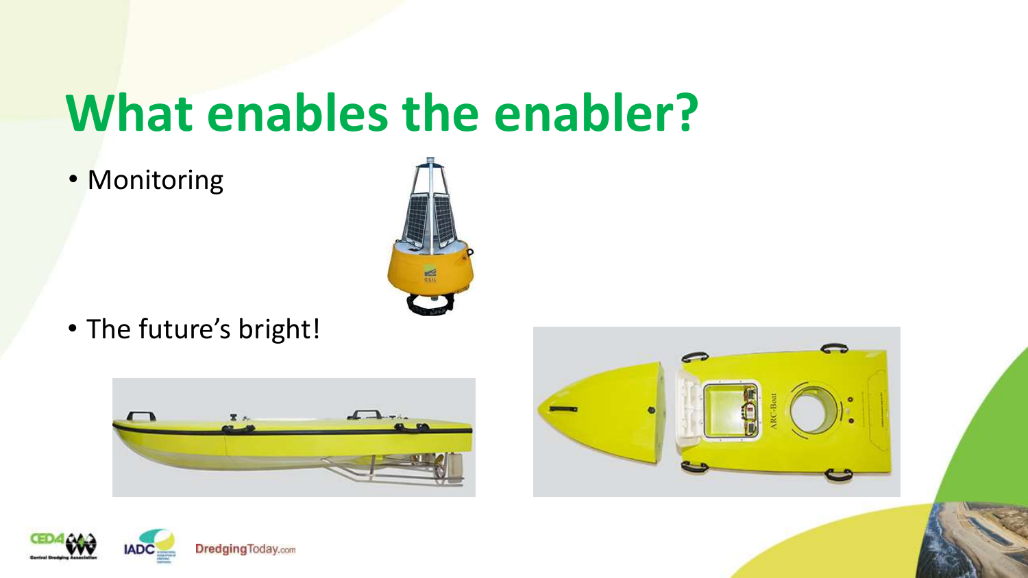# What enables the enabler?

- Monitoring
- The future's bright!